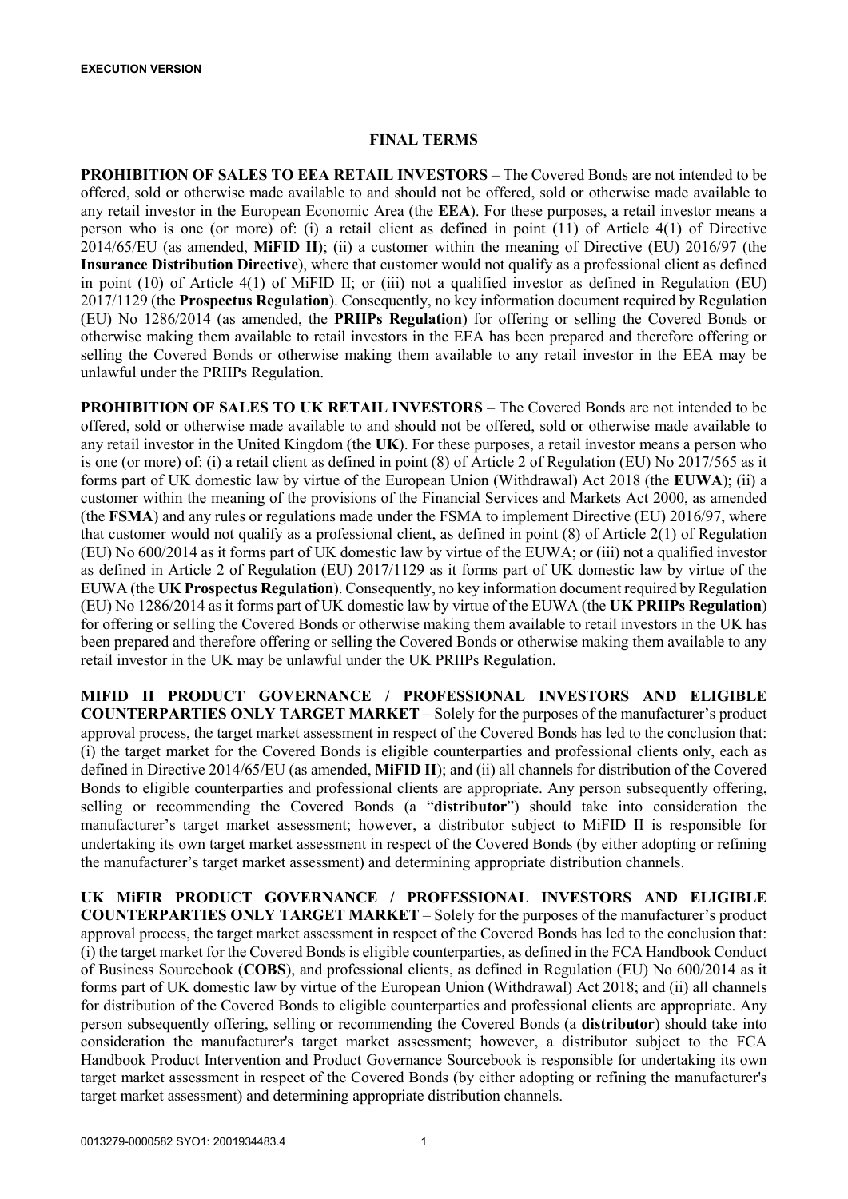EXECUTION VERSION

# FINAL TERMS

**PROHIBITION OF SALES TO EEA RETAIL INVESTORS** – The Covered Bonds are not intended to be offered, sold or otherwise made available to and should not be offered, sold or otherwise made available to any retail investor in the European Economic Area (the **EEA**). For these purposes, a retail investor means a person who is one (or more) of: (i) a retail client as defined in point (11) of Article 4(1) of Directive 2014/65/EU (as amended, **MiFID II**); (ii) a customer within the meaning of Directive (EU) 2016/97 (the **Insurance Distribution Directive**), where that customer would not qualify as a professional client as defined in point (10) of Article 4(1) of MiFID II; or (iii) not a qualified investor as defined in Regulation (EU) 2017/1129 (the **Prospectus Regulation**). Consequently, no key information document required by Regulation (EU) No 1286/2014 (as amended, the **PRIIPs Regulation**) for offering or selling the Covered Bonds or otherwise making them available to retail investors in the EEA has been prepared and therefore offering or selling the Covered Bonds or otherwise making them available to any retail investor in the EEA may be unlawful under the PRIIPs Regulation.

**PROHIBITION OF SALES TO UK RETAIL INVESTORS** – The Covered Bonds are not intended to be offered, sold or otherwise made available to and should not be offered, sold or otherwise made available to any retail investor in the United Kingdom (the **UK**). For these purposes, a retail investor means a person who is one (or more) of: (i) a retail client as defined in point (8) of Article 2 of Regulation (EU) No 2017/565 as it forms part of UK domestic law by virtue of the European Union (Withdrawal) Act 2018 (the **EUWA**); (ii) a customer within the meaning of the provisions of the Financial Services and Markets Act 2000, as amended (the **FSMA**) and any rules or regulations made under the FSMA to implement Directive (EU) 2016/97, where that customer would not qualify as a professional client, as defined in point (8) of Article 2(1) of Regulation (EU) No 600/2014 as it forms part of UK domestic law by virtue of the EUWA; or (iii) not a qualified investor as defined in Article 2 of Regulation (EU) 2017/1129 as it forms part of UK domestic law by virtue of the EUWA (the **UK Prospectus Regulation**). Consequently, no key information document required by Regulation (EU) No 1286/2014 as it forms part of UK domestic law by virtue of the EUWA (the **UK PRIIPs Regulation**) for offering or selling the Covered Bonds or otherwise making them available to retail investors in the UK has been prepared and therefore offering or selling the Covered Bonds or otherwise making them available to any retail investor in the UK may be unlawful under the UK PRIIPs Regulation.

**MIFID II PRODUCT GOVERNANCE / PROFESSIONAL INVESTORS AND ELIGIBLE COUNTERPARTIES ONLY TARGET MARKET** – Solely for the purposes of the manufacturer's product approval process, the target market assessment in respect of the Covered Bonds has led to the conclusion that: (i) the target market for the Covered Bonds is eligible counterparties and professional clients only, each as defined in Directive 2014/65/EU (as amended, **MiFID II**); and (ii) all channels for distribution of the Covered Bonds to eligible counterparties and professional clients are appropriate. Any person subsequently offering, selling or recommending the Covered Bonds (a "**distributor**") should take into consideration the manufacturer's target market assessment; however, a distributor subject to MiFID II is responsible for undertaking its own target market assessment in respect of the Covered Bonds (by either adopting or refining the manufacturer's target market assessment) and determining appropriate distribution channels.

**UK MiFIR PRODUCT GOVERNANCE / PROFESSIONAL INVESTORS AND ELIGIBLE COUNTERPARTIES ONLY TARGET MARKET** – Solely for the purposes of the manufacturer's product approval process, the target market assessment in respect of the Covered Bonds has led to the conclusion that: (i) the target market for the Covered Bonds is eligible counterparties, as defined in the FCA Handbook Conduct of Business Sourcebook (**COBS**), and professional clients, as defined in Regulation (EU) No 600/2014 as it forms part of UK domestic law by virtue of the European Union (Withdrawal) Act 2018; and (ii) all channels for distribution of the Covered Bonds to eligible counterparties and professional clients are appropriate. Any person subsequently offering, selling or recommending the Covered Bonds (a **distributor**) should take into consideration the manufacturer's target market assessment; however, a distributor subject to the FCA Handbook Product Intervention and Product Governance Sourcebook is responsible for undertaking its own target market assessment in respect of the Covered Bonds (by either adopting or refining the manufacturer's target market assessment) and determining appropriate distribution channels.

0013279-0000582 SYO1: 2001934483.4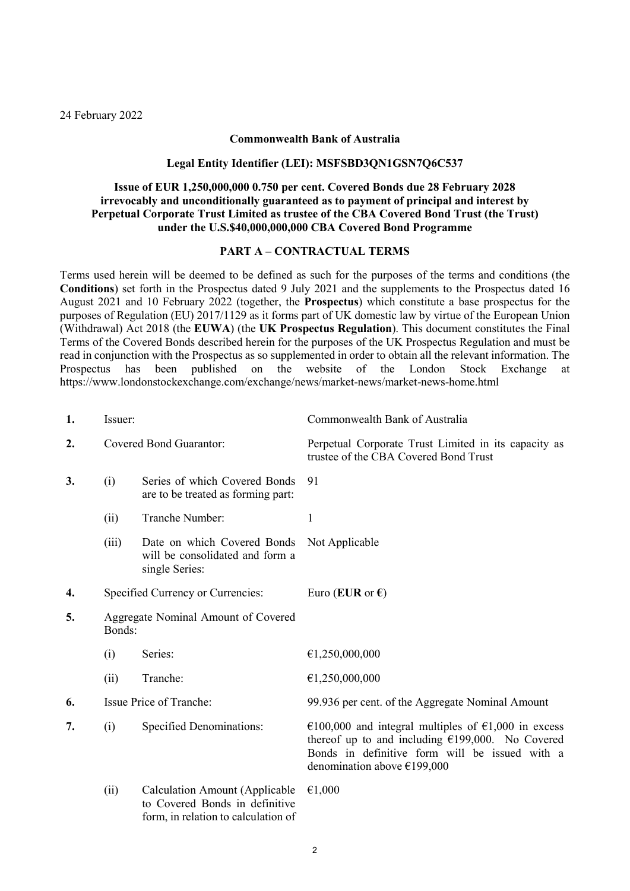24 February 2022

**Commonwealth Bank of Australia**

**Legal Entity Identifier (LEI): MSFSBD3QN1GSN7Q6C537**

**Issue of EUR 1,250,000,000 0.750 per cent. Covered Bonds due 28 February 2028 irrevocably and unconditionally guaranteed as to payment of principal and interest by Perpetual Corporate Trust Limited as trustee of the CBA Covered Bond Trust (the Trust) under the U.S.$40,000,000,000 CBA Covered Bond Programme**

**PART A – CONTRACTUAL TERMS**

Terms used herein will be deemed to be defined as such for the purposes of the terms and conditions (the **Conditions**) set forth in the Prospectus dated 9 July 2021 and the supplements to the Prospectus dated 16 August 2021 and 10 February 2022 (together, the **Prospectus**) which constitute a base prospectus for the purposes of Regulation (EU) 2017/1129 as it forms part of UK domestic law by virtue of the European Union (Withdrawal) Act 2018 (the **EUWA**) (the **UK Prospectus Regulation**). This document constitutes the Final Terms of the Covered Bonds described herein for the purposes of the UK Prospectus Regulation and must be read in conjunction with the Prospectus as so supplemented in order to obtain all the relevant information. The Prospectus has been published on the website of the London Stock Exchange at https://www.londonstockexchange.com/exchange/news/market-news/market-news-home.html

| | | | |
|---|---|---|---|
| **1.** | Issuer: | | Commonwealth Bank of Australia |
| **2.** | Covered Bond Guarantor: | | Perpetual Corporate Trust Limited in its capacity as trustee of the CBA Covered Bond Trust |
| **3.** | (i) | Series of which Covered Bonds are to be treated as forming part: | 91 |
| | (ii) | Tranche Number: | 1 |
| | (iii) | Date on which Covered Bonds will be consolidated and form a single Series: | Not Applicable |
| **4.** | Specified Currency or Currencies: | | Euro (**EUR** or **€**) |
| **5.** | Aggregate Nominal Amount of Covered Bonds: | | |
| | (i) | Series: | €1,250,000,000 |
| | (ii) | Tranche: | €1,250,000,000 |
| **6.** | Issue Price of Tranche: | | 99.936 per cent. of the Aggregate Nominal Amount |
| **7.** | (i) | Specified Denominations: | €100,000 and integral multiples of €1,000 in excess thereof up to and including €199,000. No Covered Bonds in definitive form will be issued with a denomination above €199,000 |
| | (ii) | Calculation Amount (Applicable to Covered Bonds in definitive form, in relation to calculation of | €1,000 |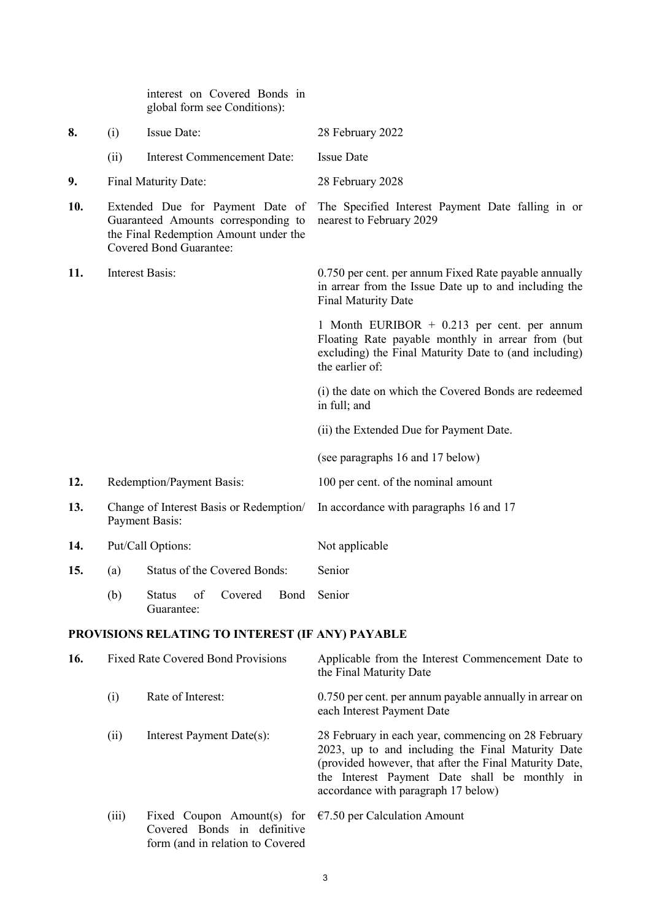| | | | |
|---|---|---|---|
| | | interest on Covered Bonds in global form see Conditions): | |
| **8.** | (i) | Issue Date: | 28 February 2022 |
| | (ii) | Interest Commencement Date: | Issue Date |
| **9.** | Final Maturity Date: | | 28 February 2028 |
| **10.** | Extended Due for Payment Date of Guaranteed Amounts corresponding to the Final Redemption Amount under the Covered Bond Guarantee: | | The Specified Interest Payment Date falling in or nearest to February 2029 |
| **11.** | Interest Basis: | | 0.750 per cent. per annum Fixed Rate payable annually in arrear from the Issue Date up to and including the Final Maturity Date<br><br>1 Month EURIBOR + 0.213 per cent. per annum Floating Rate payable monthly in arrear from (but excluding) the Final Maturity Date to (and including) the earlier of:<br><br>(i) the date on which the Covered Bonds are redeemed in full; and<br><br>(ii) the Extended Due for Payment Date.<br><br>(see paragraphs 16 and 17 below) |
| **12.** | Redemption/Payment Basis: | | 100 per cent. of the nominal amount |
| **13.** | Change of Interest Basis or Redemption/ Payment Basis: | | In accordance with paragraphs 16 and 17 |
| **14.** | Put/Call Options: | | Not applicable |
| **15.** | (a) | Status of the Covered Bonds: | Senior |
| | (b) | Status of Covered Bond Guarantee: | Senior |

## PROVISIONS RELATING TO INTEREST (IF ANY) PAYABLE

| | | | |
|---|---|---|---|
| **16.** | Fixed Rate Covered Bond Provisions | | Applicable from the Interest Commencement Date to the Final Maturity Date |
| | (i) | Rate of Interest: | 0.750 per cent. per annum payable annually in arrear on each Interest Payment Date |
| | (ii) | Interest Payment Date(s): | 28 February in each year, commencing on 28 February 2023, up to and including the Final Maturity Date (provided however, that after the Final Maturity Date, the Interest Payment Date shall be monthly in accordance with paragraph 17 below) |
| | (iii) | Fixed Coupon Amount(s) for Covered Bonds in definitive form (and in relation to Covered | €7.50 per Calculation Amount |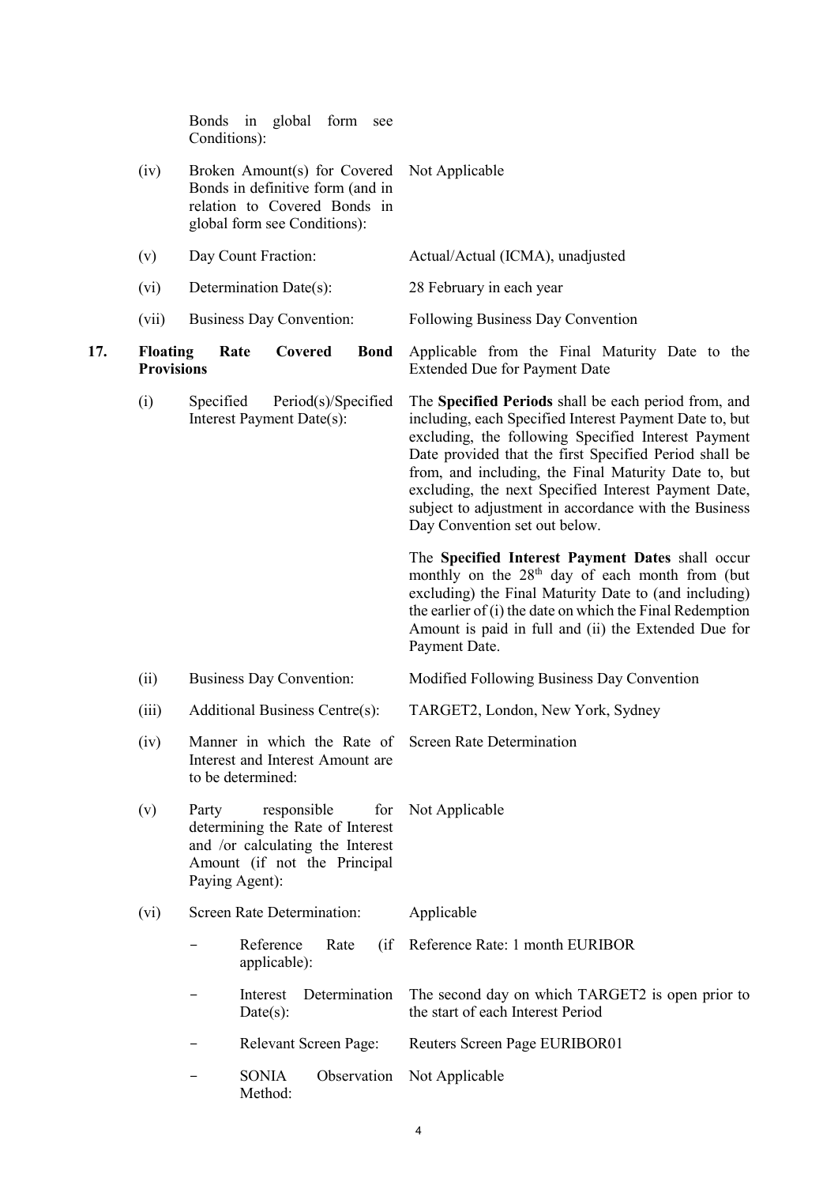| | | | |
|---|---|---|---|
| | | Bonds in global form see Conditions): | |
| | (iv) | Broken Amount(s) for Covered Bonds in definitive form (and in relation to Covered Bonds in global form see Conditions): | Not Applicable |
| | (v) | Day Count Fraction: | Actual/Actual (ICMA), unadjusted |
| | (vi) | Determination Date(s): | 28 February in each year |
| | (vii) | Business Day Convention: | Following Business Day Convention |
| **17.** | **Floating Rate Covered Bond Provisions** | | Applicable from the Final Maturity Date to the Extended Due for Payment Date |
| | (i) | Specified Period(s)/Specified Interest Payment Date(s): | The **Specified Periods** shall be each period from, and including, each Specified Interest Payment Date to, but excluding, the following Specified Interest Payment Date provided that the first Specified Period shall be from, and including, the Final Maturity Date to, but excluding, the next Specified Interest Payment Date, subject to adjustment in accordance with the Business Day Convention set out below.<br><br>The **Specified Interest Payment Dates** shall occur monthly on the 28th day of each month from (but excluding) the Final Maturity Date to (and including) the earlier of (i) the date on which the Final Redemption Amount is paid in full and (ii) the Extended Due for Payment Date. |
| | (ii) | Business Day Convention: | Modified Following Business Day Convention |
| | (iii) | Additional Business Centre(s): | TARGET2, London, New York, Sydney |
| | (iv) | Manner in which the Rate of Interest and Interest Amount are to be determined: | Screen Rate Determination |
| | (v) | Party responsible for determining the Rate of Interest and /or calculating the Interest Amount (if not the Principal Paying Agent): | Not Applicable |
| | (vi) | Screen Rate Determination: | Applicable |
| | | – Reference Rate (if applicable): | Reference Rate: 1 month EURIBOR |
| | | – Interest Determination Date(s): | The second day on which TARGET2 is open prior to the start of each Interest Period |
| | | – Relevant Screen Page: | Reuters Screen Page EURIBOR01 |
| | | – SONIA Observation Method: | Not Applicable |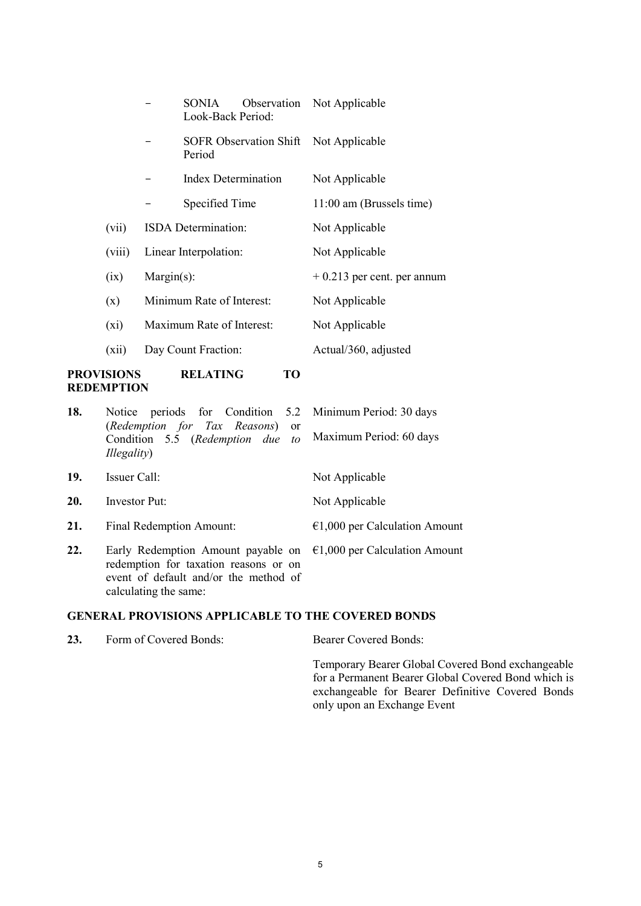| | | |
|---|---|---|
| | – SONIA Observation Look-Back Period: | Not Applicable |
| | – SOFR Observation Shift Period | Not Applicable |
| | – Index Determination | Not Applicable |
| | – Specified Time | 11:00 am (Brussels time) |
| (vii) | ISDA Determination: | Not Applicable |
| (viii) | Linear Interpolation: | Not Applicable |
| (ix) | Margin(s): | + 0.213 per cent. per annum |
| (x) | Minimum Rate of Interest: | Not Applicable |
| (xi) | Maximum Rate of Interest: | Not Applicable |
| (xii) | Day Count Fraction: | Actual/360, adjusted |

**PROVISIONS RELATING TO REDEMPTION**

| | | |
|---|---|---|
| **18.** | Notice periods for Condition 5.2 (*Redemption for Tax Reasons*) or Condition 5.5 (*Redemption due to Illegality*) | Minimum Period: 30 days<br><br>Maximum Period: 60 days |
| **19.** | Issuer Call: | Not Applicable |
| **20.** | Investor Put: | Not Applicable |
| **21.** | Final Redemption Amount: | €1,000 per Calculation Amount |
| **22.** | Early Redemption Amount payable on redemption for taxation reasons or on event of default and/or the method of calculating the same: | €1,000 per Calculation Amount |

**GENERAL PROVISIONS APPLICABLE TO THE COVERED BONDS**

| | | |
|---|---|---|
| **23.** | Form of Covered Bonds: | Bearer Covered Bonds:<br><br>Temporary Bearer Global Covered Bond exchangeable for a Permanent Bearer Global Covered Bond which is exchangeable for Bearer Definitive Covered Bonds only upon an Exchange Event |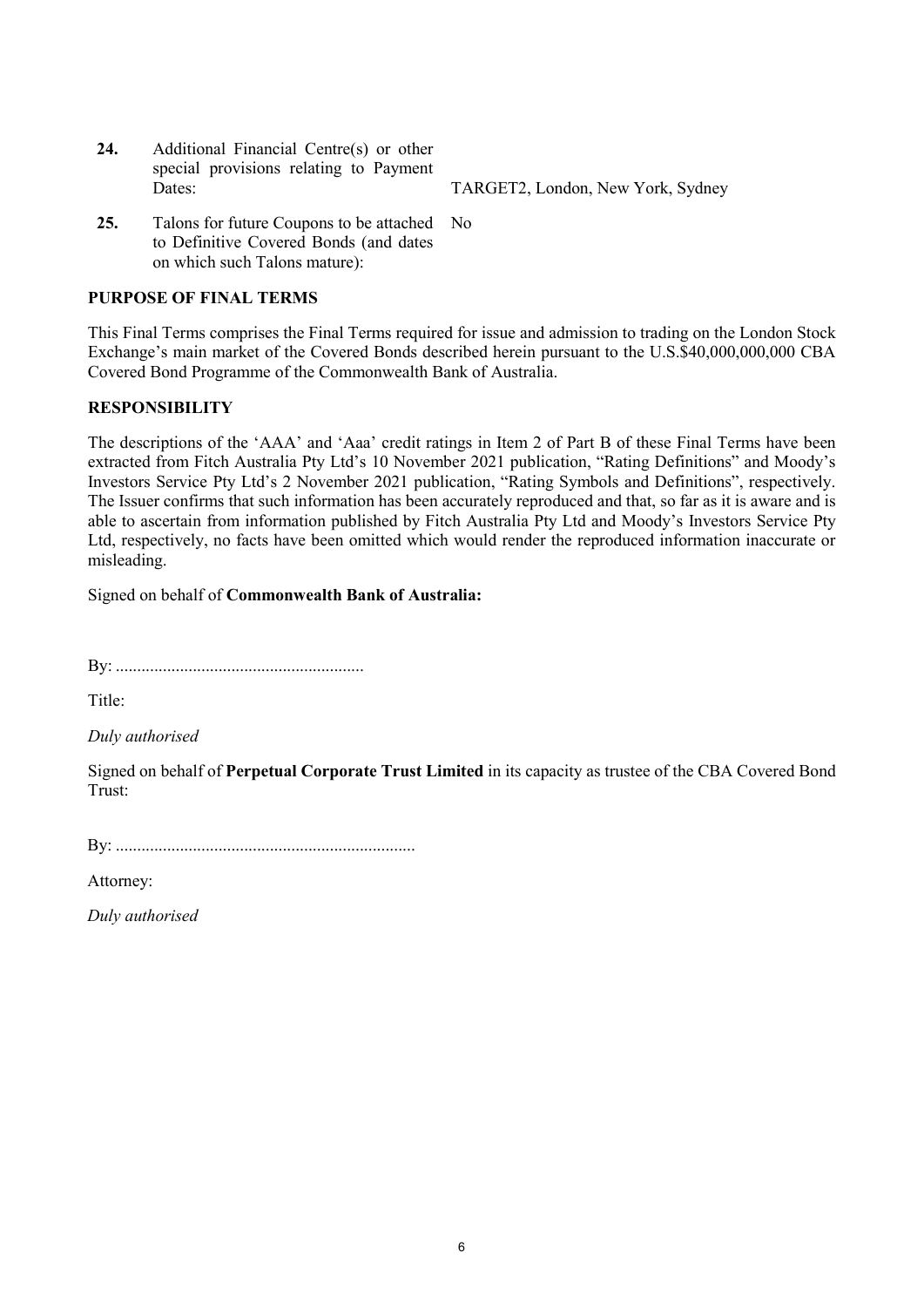| | | |
|---|---|---|
| **24.** | Additional Financial Centre(s) or other special provisions relating to Payment Dates: | TARGET2, London, New York, Sydney |
| **25.** | Talons for future Coupons to be attached to Definitive Covered Bonds (and dates on which such Talons mature): | No |

## PURPOSE OF FINAL TERMS

This Final Terms comprises the Final Terms required for issue and admission to trading on the London Stock Exchange's main market of the Covered Bonds described herein pursuant to the U.S.$40,000,000,000 CBA Covered Bond Programme of the Commonwealth Bank of Australia.

## RESPONSIBILITY

The descriptions of the 'AAA' and 'Aaa' credit ratings in Item 2 of Part B of these Final Terms have been extracted from Fitch Australia Pty Ltd's 10 November 2021 publication, "Rating Definitions" and Moody's Investors Service Pty Ltd's 2 November 2021 publication, "Rating Symbols and Definitions", respectively. The Issuer confirms that such information has been accurately reproduced and that, so far as it is aware and is able to ascertain from information published by Fitch Australia Pty Ltd and Moody's Investors Service Pty Ltd, respectively, no facts have been omitted which would render the reproduced information inaccurate or misleading.

Signed on behalf of **Commonwealth Bank of Australia:**

By: ..........................................................

Title:

*Duly authorised*

Signed on behalf of **Perpetual Corporate Trust Limited** in its capacity as trustee of the CBA Covered Bond Trust:

By: ......................................................................

Attorney:

*Duly authorised*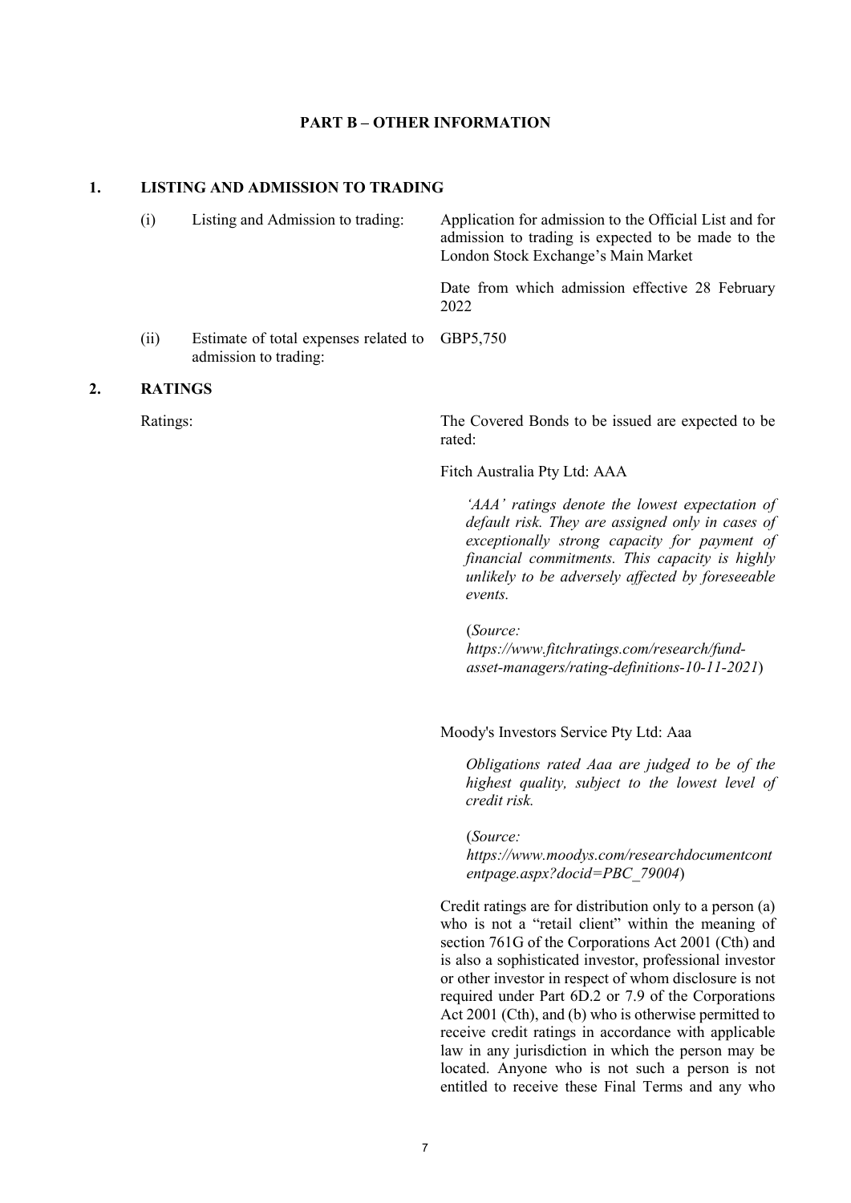## PART B – OTHER INFORMATION

### 1. LISTING AND ADMISSION TO TRADING

| | | |
|---|---|---|
| (i) | Listing and Admission to trading: | Application for admission to the Official List and for admission to trading is expected to be made to the London Stock Exchange's Main Market<br><br>Date from which admission effective 28 February 2022 |
| (ii) | Estimate of total expenses related to admission to trading: | GBP5,750 |

### 2. RATINGS

Ratings: The Covered Bonds to be issued are expected to be rated:

Fitch Australia Pty Ltd: AAA

> *'AAA' ratings denote the lowest expectation of default risk. They are assigned only in cases of exceptionally strong capacity for payment of financial commitments. This capacity is highly unlikely to be adversely affected by foreseeable events.*
>
> (*Source: https://www.fitchratings.com/research/fund-asset-managers/rating-definitions-10-11-2021*)

Moody's Investors Service Pty Ltd: Aaa

> *Obligations rated Aaa are judged to be of the highest quality, subject to the lowest level of credit risk.*
>
> (*Source: https://www.moodys.com/researchdocumentcontentpage.aspx?docid=PBC_79004*)

Credit ratings are for distribution only to a person (a) who is not a "retail client" within the meaning of section 761G of the Corporations Act 2001 (Cth) and is also a sophisticated investor, professional investor or other investor in respect of whom disclosure is not required under Part 6D.2 or 7.9 of the Corporations Act 2001 (Cth), and (b) who is otherwise permitted to receive credit ratings in accordance with applicable law in any jurisdiction in which the person may be located. Anyone who is not such a person is not entitled to receive these Final Terms and any who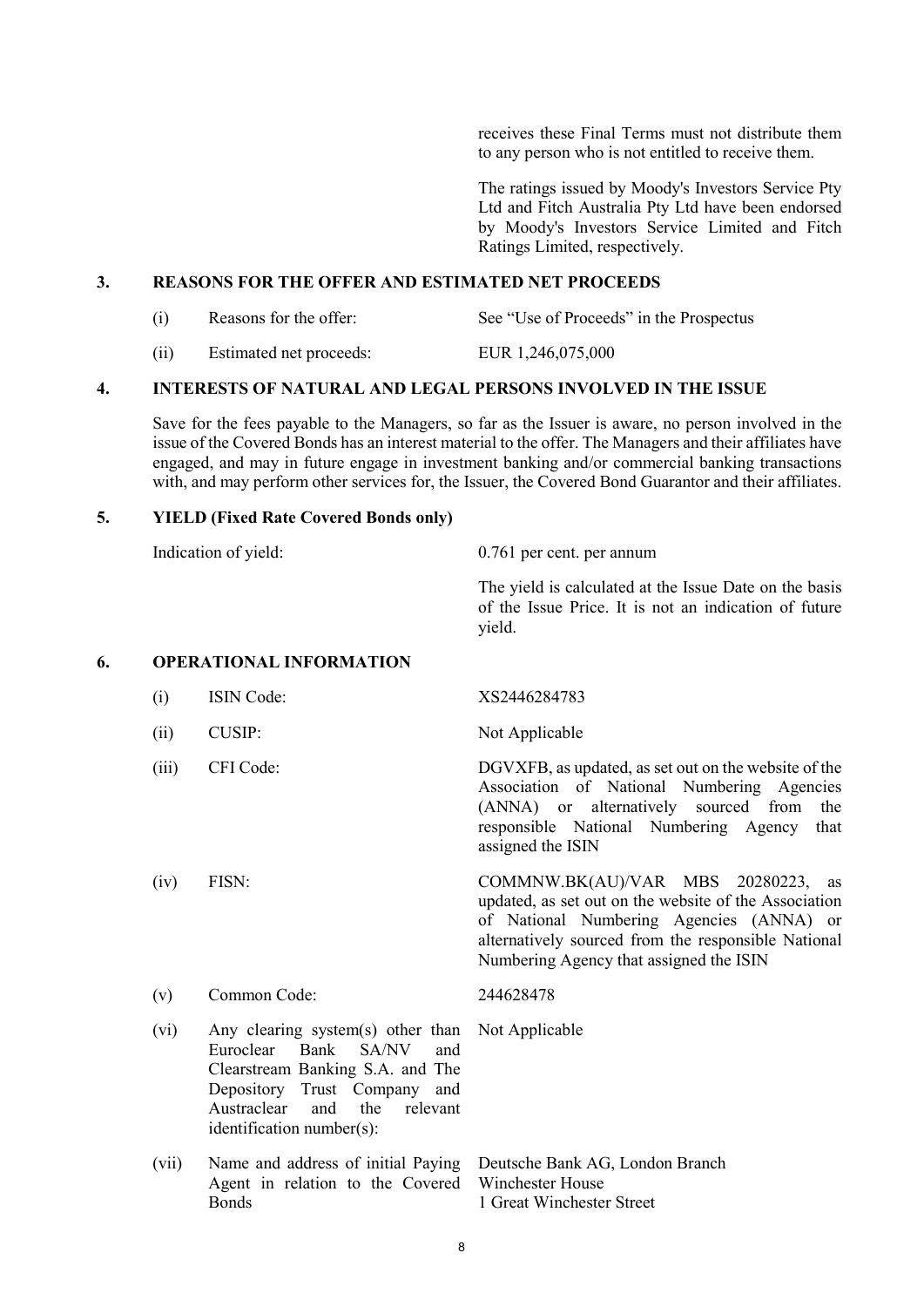receives these Final Terms must not distribute them to any person who is not entitled to receive them.

The ratings issued by Moody's Investors Service Pty Ltd and Fitch Australia Pty Ltd have been endorsed by Moody's Investors Service Limited and Fitch Ratings Limited, respectively.

## 3. REASONS FOR THE OFFER AND ESTIMATED NET PROCEEDS

| | | |
|---|---|---|
| (i) | Reasons for the offer: | See "Use of Proceeds" in the Prospectus |
| (ii) | Estimated net proceeds: | EUR 1,246,075,000 |

## 4. INTERESTS OF NATURAL AND LEGAL PERSONS INVOLVED IN THE ISSUE

Save for the fees payable to the Managers, so far as the Issuer is aware, no person involved in the issue of the Covered Bonds has an interest material to the offer. The Managers and their affiliates have engaged, and may in future engage in investment banking and/or commercial banking transactions with, and may perform other services for, the Issuer, the Covered Bond Guarantor and their affiliates.

## 5. YIELD (Fixed Rate Covered Bonds only)

Indication of yield: 0.761 per cent. per annum

The yield is calculated at the Issue Date on the basis of the Issue Price. It is not an indication of future yield.

## 6. OPERATIONAL INFORMATION

| | | |
|---|---|---|
| (i) | ISIN Code: | XS2446284783 |
| (ii) | CUSIP: | Not Applicable |
| (iii) | CFI Code: | DGVXFB, as updated, as set out on the website of the Association of National Numbering Agencies (ANNA) or alternatively sourced from the responsible National Numbering Agency that assigned the ISIN |
| (iv) | FISN: | COMMNW.BK(AU)/VAR MBS 20280223, as updated, as set out on the website of the Association of National Numbering Agencies (ANNA) or alternatively sourced from the responsible National Numbering Agency that assigned the ISIN |
| (v) | Common Code: | 244628478 |
| (vi) | Any clearing system(s) other than Euroclear Bank SA/NV and Clearstream Banking S.A. and The Depository Trust Company and Austraclear and the relevant identification number(s): | Not Applicable |
| (vii) | Name and address of initial Paying Agent in relation to the Covered Bonds | Deutsche Bank AG, London Branch<br>Winchester House<br>1 Great Winchester Street |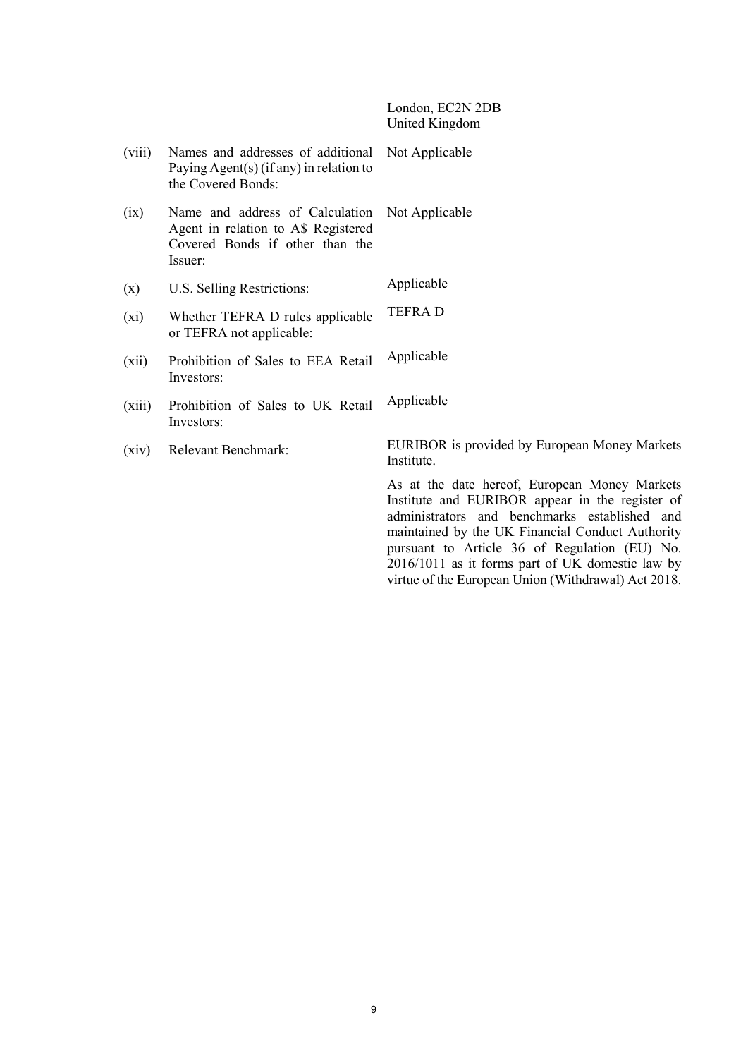| | | |
|---|---|---|
| | | London, EC2N 2DB<br>United Kingdom |
| (viii) | Names and addresses of additional Paying Agent(s) (if any) in relation to the Covered Bonds: | Not Applicable |
| (ix) | Name and address of Calculation Agent in relation to A$ Registered Covered Bonds if other than the Issuer: | Not Applicable |
| (x) | U.S. Selling Restrictions: | Applicable |
| (xi) | Whether TEFRA D rules applicable or TEFRA not applicable: | TEFRA D |
| (xii) | Prohibition of Sales to EEA Retail Investors: | Applicable |
| (xiii) | Prohibition of Sales to UK Retail Investors: | Applicable |
| (xiv) | Relevant Benchmark: | EURIBOR is provided by European Money Markets Institute.<br><br>As at the date hereof, European Money Markets Institute and EURIBOR appear in the register of administrators and benchmarks established and maintained by the UK Financial Conduct Authority pursuant to Article 36 of Regulation (EU) No. 2016/1011 as it forms part of UK domestic law by virtue of the European Union (Withdrawal) Act 2018. |